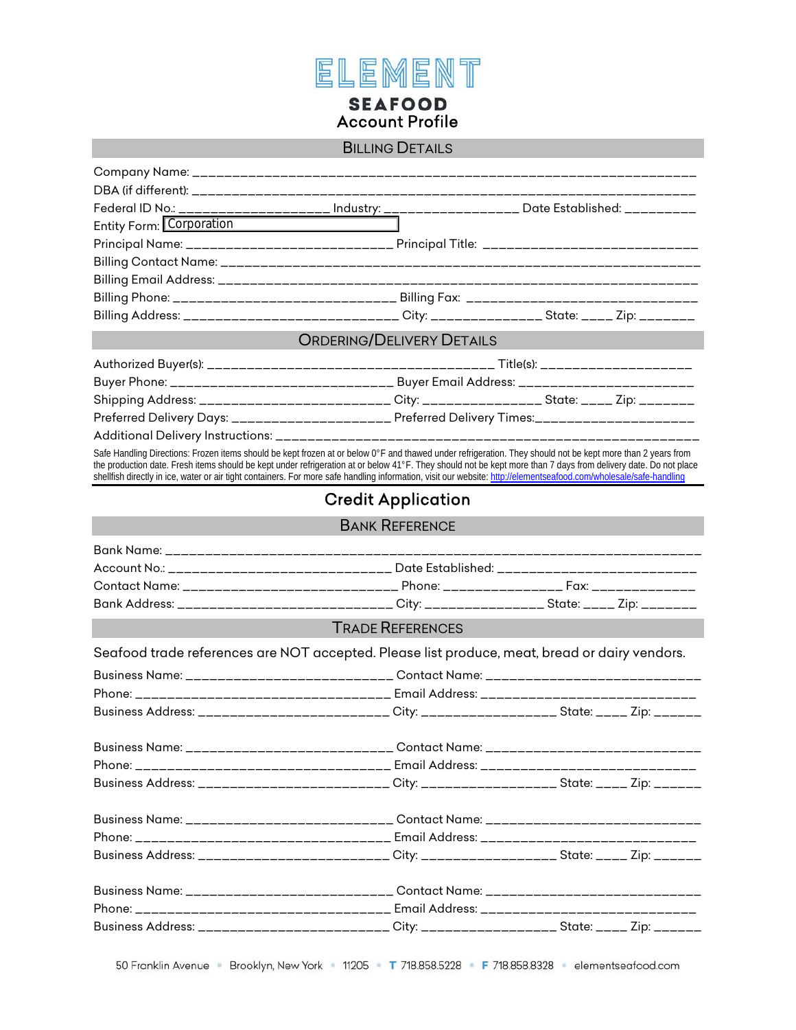# ELEMENT SEAFOOD

## Account Profile

### BILLING DETAILS

Company Name: ____________________________________________________________________

DBA (if different): ____________________________________________________________________

Federal ID No.: ____________________ Industry: __________________ Date Established: _________

Entity Form: Corporation

Principal Name: ___________________________ Principal Title: ___________________________

Billing Contact Name: ____________________________________________________________

Billing Email Address: ____________________________________________________________

Billing Phone: _____________________________ Billing Fax: ______________________________

Billing Address: ____________________________ City: _______________ State: ____ Zip: _______

### ORDERING/DELIVERY DETAILS

Authorized Buyer(s): ______________________________________ Title(s): ____________________

Buyer Phone: _____________________________ Buyer Email Address: _______________________

Shipping Address: __________________________ City: ________________ State: ____ Zip: _______

Preferred Delivery Days: _____________________ Preferred Delivery Times:____________________

Additional Delivery Instructions: ______________________________________________________

Safe Handling Directions: Frozen items should be kept frozen at or below 0°F and thawed under refrigeration. They should not be kept more than 2 years from the production date. Fresh items should be kept under refrigeration at or below 41°F. They should not be kept more than 7 days from delivery date. Do not place shellfish directly in ice, water or air tight containers. For more safe handling information, visit our website: http://elementseafood.com/wholesale/safe-handling

## Credit Application

### BANK REFERENCE

Bank Name: ____________________________________________________________________

Account No.: ______________________________ Date Established: __________________________

Contact Name: _____________________________ Phone: ________________ Fax: ______________

Bank Address: _____________________________ City: ________________ State: ____ Zip: _______

### TRADE REFERENCES

Seafood trade references are NOT accepted. Please list produce, meat, bread or dairy vendors.

Business Name: ___________________________ Contact Name: ____________________________

Phone: __________________________________ Email Address: ____________________________

Business Address: _________________________ City: __________________ State: ____ Zip: ______

Business Name: ___________________________ Contact Name: ____________________________

Phone: __________________________________ Email Address: ____________________________

Business Address: _________________________ City: __________________ State: ____ Zip: ______

Business Name: ___________________________ Contact Name: ____________________________

Phone: __________________________________ Email Address: ____________________________

Business Address: _________________________ City: __________________ State: ____ Zip: ______

Business Name: ___________________________ Contact Name: ____________________________

Phone: __________________________________ Email Address: ____________________________

Business Address: _________________________ City: __________________ State: ____ Zip: ______

50 Franklin Avenue • Brooklyn, New York • 11205 • T 718.858.5228 • F 718.858.8328 • elementseafood.com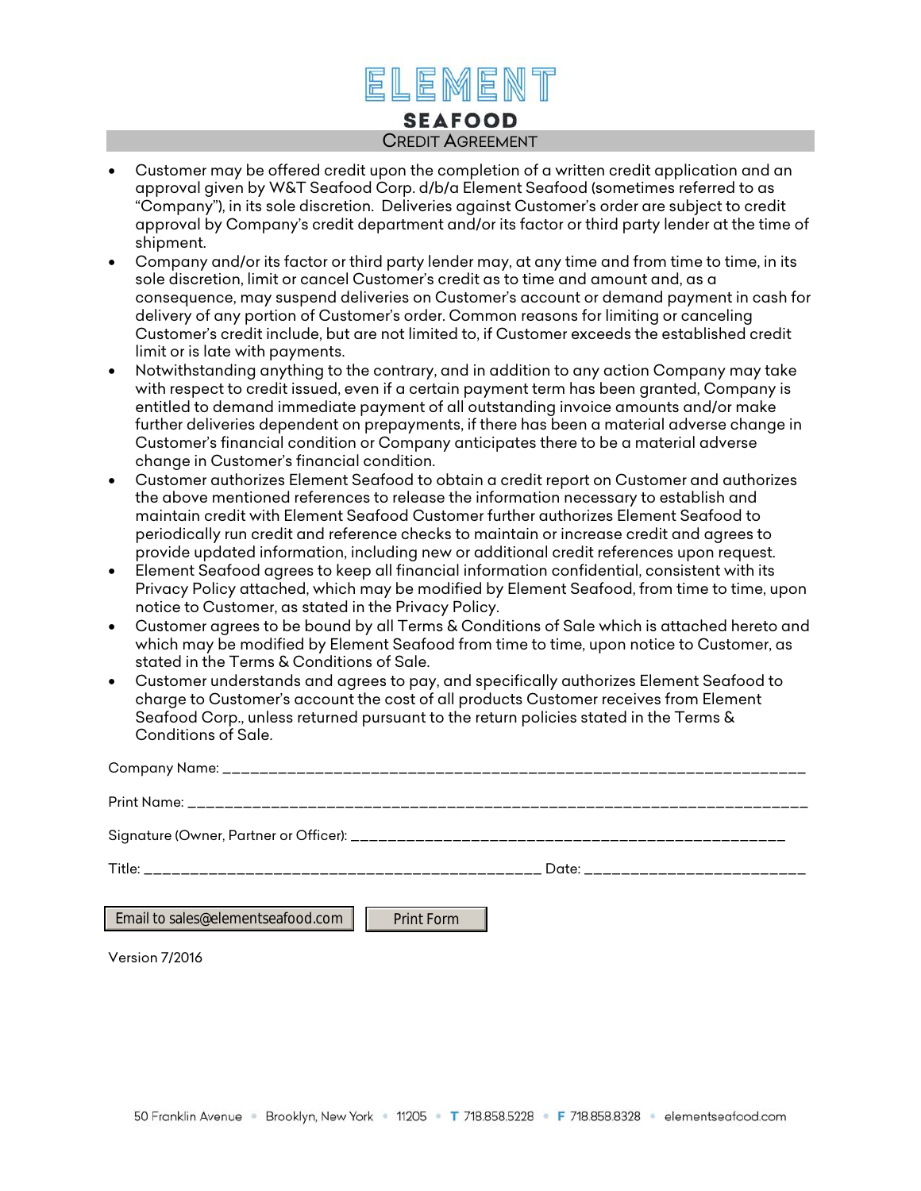# ELEMENT

## SEAFOOD

### CREDIT AGREEMENT

- Customer may be offered credit upon the completion of a written credit application and an approval given by W&T Seafood Corp. d/b/a Element Seafood (sometimes referred to as "Company"), in its sole discretion. Deliveries against Customer's order are subject to credit approval by Company's credit department and/or its factor or third party lender at the time of shipment.
- Company and/or its factor or third party lender may, at any time and from time to time, in its sole discretion, limit or cancel Customer's credit as to time and amount and, as a consequence, may suspend deliveries on Customer's account or demand payment in cash for delivery of any portion of Customer's order. Common reasons for limiting or canceling Customer's credit include, but are not limited to, if Customer exceeds the established credit limit or is late with payments.
- Notwithstanding anything to the contrary, and in addition to any action Company may take with respect to credit issued, even if a certain payment term has been granted, Company is entitled to demand immediate payment of all outstanding invoice amounts and/or make further deliveries dependent on prepayments, if there has been a material adverse change in Customer's financial condition or Company anticipates there to be a material adverse change in Customer's financial condition.
- Customer authorizes Element Seafood to obtain a credit report on Customer and authorizes the above mentioned references to release the information necessary to establish and maintain credit with Element Seafood Customer further authorizes Element Seafood to periodically run credit and reference checks to maintain or increase credit and agrees to provide updated information, including new or additional credit references upon request.
- Element Seafood agrees to keep all financial information confidential, consistent with its Privacy Policy attached, which may be modified by Element Seafood, from time to time, upon notice to Customer, as stated in the Privacy Policy.
- Customer agrees to be bound by all Terms & Conditions of Sale which is attached hereto and which may be modified by Element Seafood from time to time, upon notice to Customer, as stated in the Terms & Conditions of Sale.
- Customer understands and agrees to pay, and specifically authorizes Element Seafood to charge to Customer's account the cost of all products Customer receives from Element Seafood Corp., unless returned pursuant to the return policies stated in the Terms & Conditions of Sale.

Company Name: ______________________________________________________________

Print Name: ________________________________________________________________

Signature (Owner, Partner or Officer): _____________________________________________

Title: ____________________________________________ Date: ______________________

Email to sales@elementseafood.com    Print Form

Version 7/2016

50 Franklin Avenue • Brooklyn, New York • 11205 • T 718.858.5228 • F 718.858.8328 • elementseafood.com